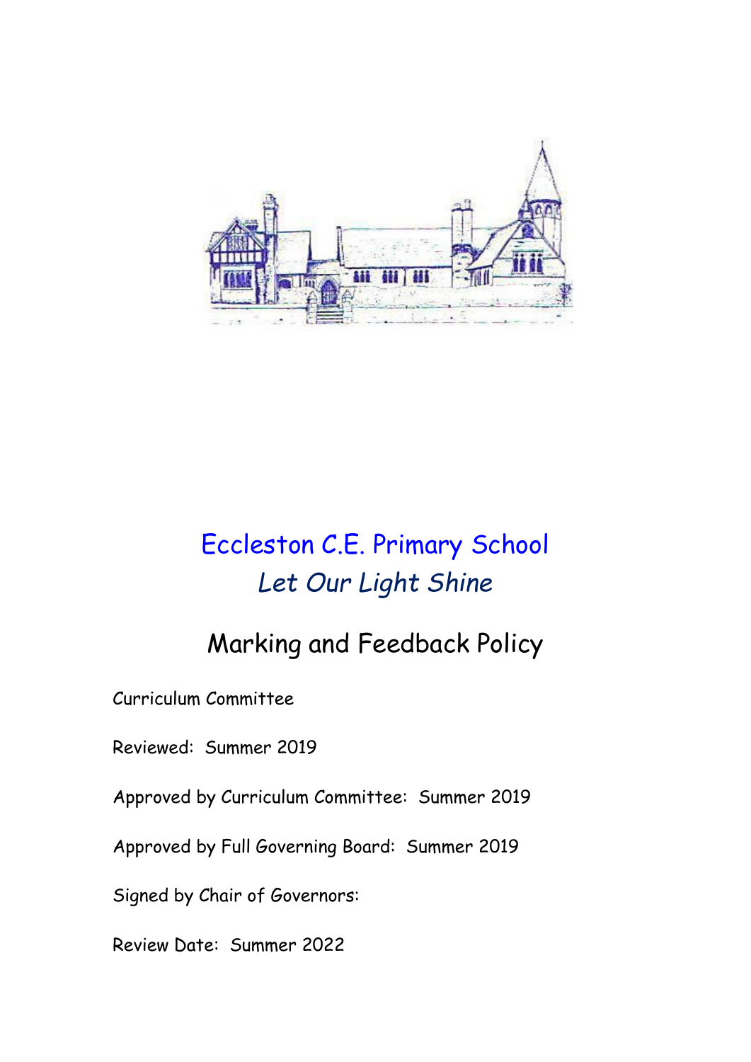# Eccleston C.E. Primary School

*Let Our Light Shine*

## Marking and Feedback Policy

Curriculum Committee

Reviewed: Summer 2019

Approved by Curriculum Committee: Summer 2019

Approved by Full Governing Board: Summer 2019

Signed by Chair of Governors:

Review Date: Summer 2022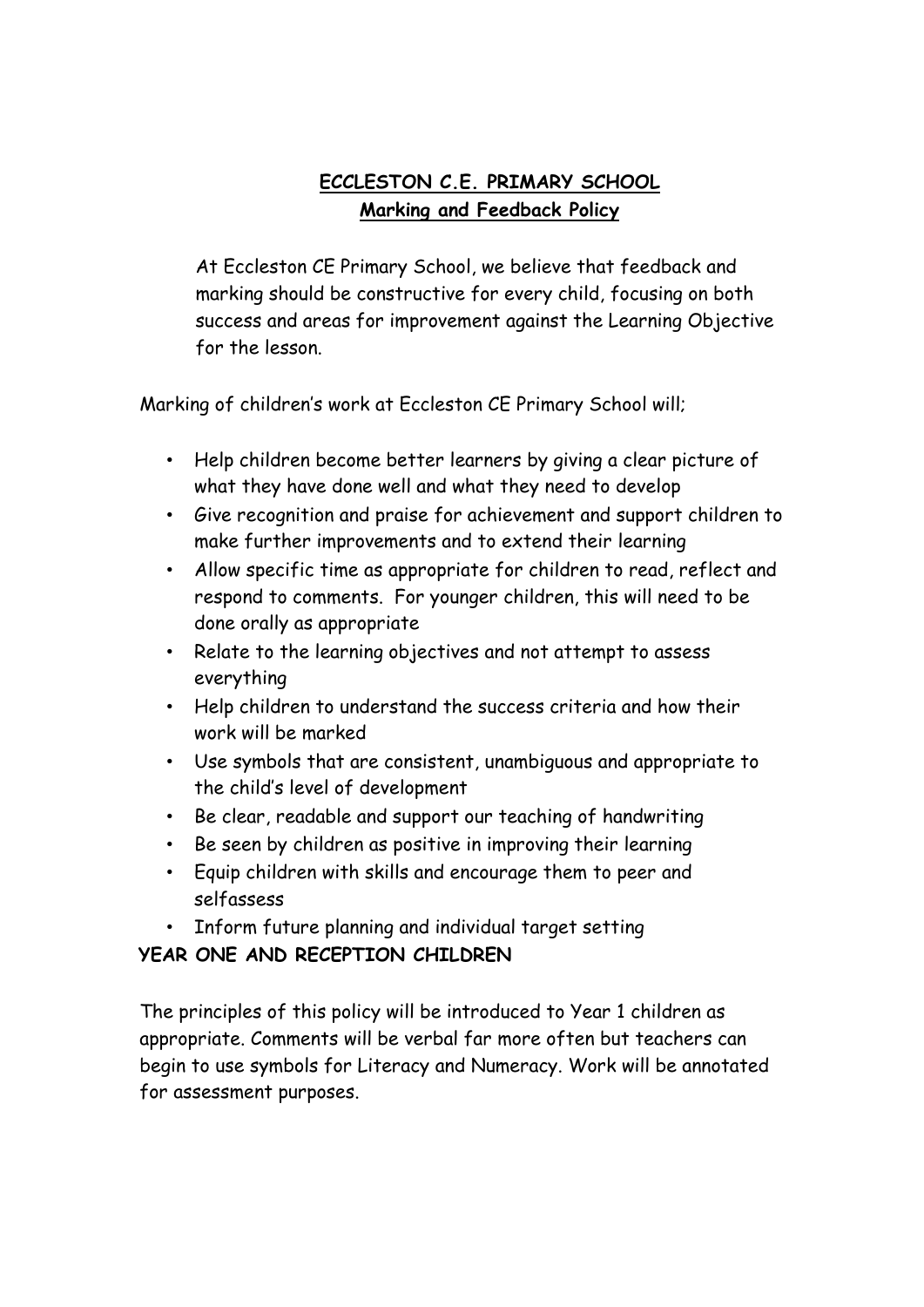## **ECCLESTON C.E. PRIMARY SCHOOL**

### **Marking and Feedback Policy**

At Eccleston CE Primary School, we believe that feedback and marking should be constructive for every child, focusing on both success and areas for improvement against the Learning Objective for the lesson.

Marking of children's work at Eccleston CE Primary School will;

- Help children become better learners by giving a clear picture of what they have done well and what they need to develop
- Give recognition and praise for achievement and support children to make further improvements and to extend their learning
- Allow specific time as appropriate for children to read, reflect and respond to comments. For younger children, this will need to be done orally as appropriate
- Relate to the learning objectives and not attempt to assess everything
- Help children to understand the success criteria and how their work will be marked
- Use symbols that are consistent, unambiguous and appropriate to the child's level of development
- Be clear, readable and support our teaching of handwriting
- Be seen by children as positive in improving their learning
- Equip children with skills and encourage them to peer and selfassess
- Inform future planning and individual target setting

**YEAR ONE AND RECEPTION CHILDREN**

The principles of this policy will be introduced to Year 1 children as appropriate. Comments will be verbal far more often but teachers can begin to use symbols for Literacy and Numeracy. Work will be annotated for assessment purposes.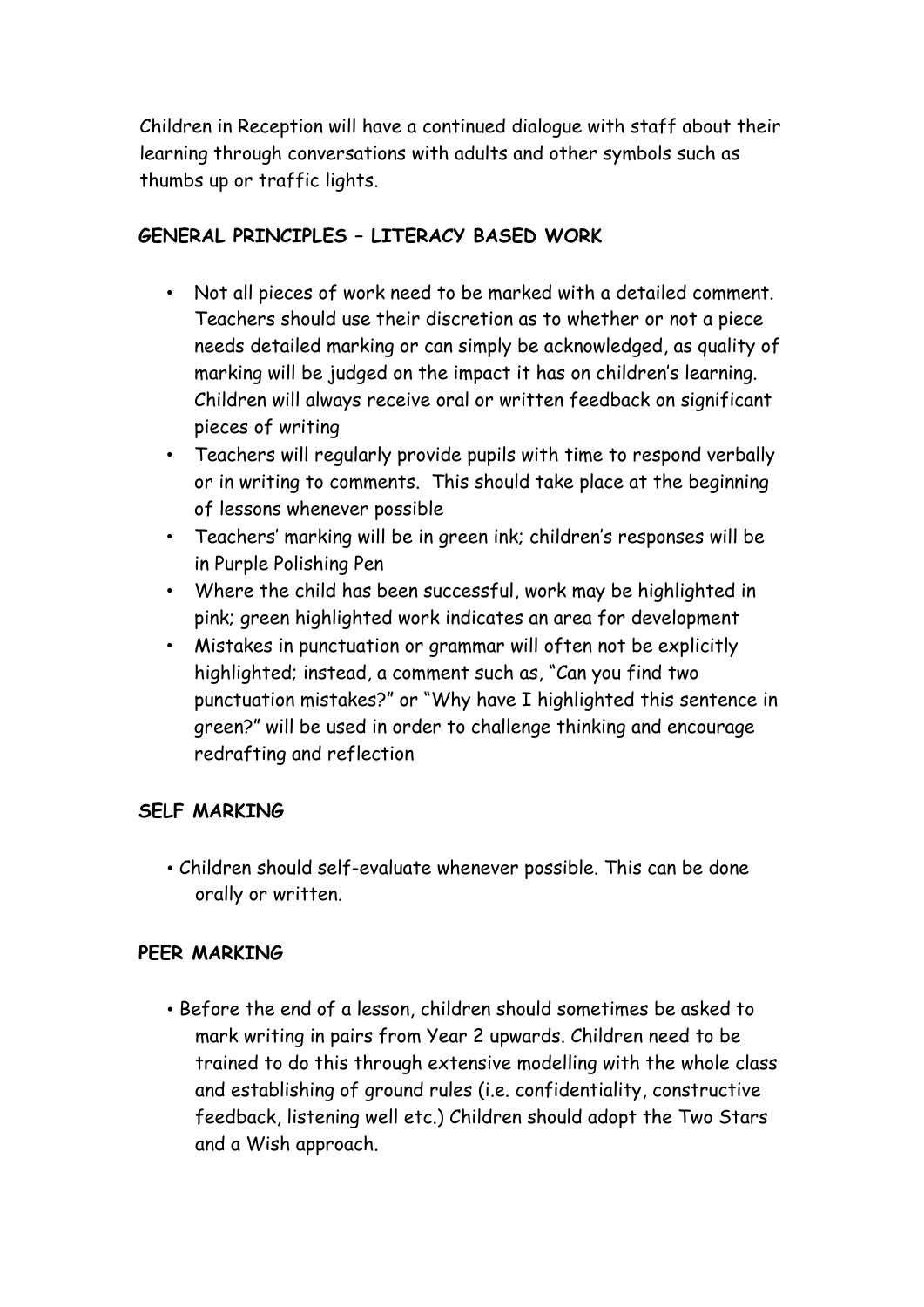Children in Reception will have a continued dialogue with staff about their learning through conversations with adults and other symbols such as thumbs up or traffic lights.

## GENERAL PRINCIPLES – LITERACY BASED WORK

- Not all pieces of work need to be marked with a detailed comment. Teachers should use their discretion as to whether or not a piece needs detailed marking or can simply be acknowledged, as quality of marking will be judged on the impact it has on children's learning. Children will always receive oral or written feedback on significant pieces of writing
- Teachers will regularly provide pupils with time to respond verbally or in writing to comments. This should take place at the beginning of lessons whenever possible
- Teachers' marking will be in green ink; children's responses will be in Purple Polishing Pen
- Where the child has been successful, work may be highlighted in pink; green highlighted work indicates an area for development
- Mistakes in punctuation or grammar will often not be explicitly highlighted; instead, a comment such as, "Can you find two punctuation mistakes?" or "Why have I highlighted this sentence in green?" will be used in order to challenge thinking and encourage redrafting and reflection

## SELF MARKING

- Children should self-evaluate whenever possible. This can be done orally or written.

## PEER MARKING

- Before the end of a lesson, children should sometimes be asked to mark writing in pairs from Year 2 upwards. Children need to be trained to do this through extensive modelling with the whole class and establishing of ground rules (i.e. confidentiality, constructive feedback, listening well etc.) Children should adopt the Two Stars and a Wish approach.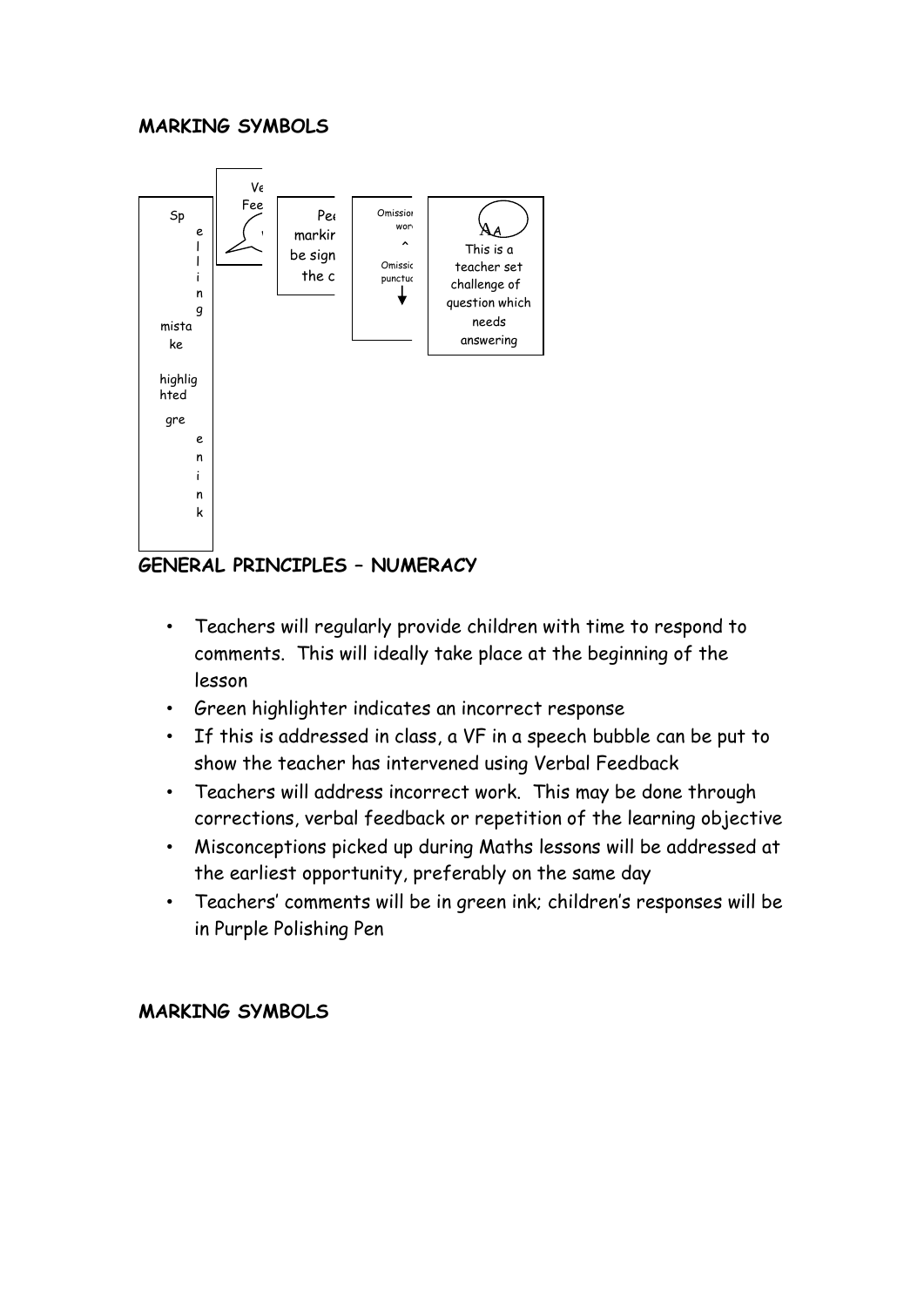**MARKING SYMBOLS**

Spelling mistake highlighted green ink

Ve Fee

Pe markir be sign the c

Omission wor ^ Omissic punctuc ↓

A — This is a teacher set challenge of question which needs answering

**GENERAL PRINCIPLES – NUMERACY**

- Teachers will regularly provide children with time to respond to comments. This will ideally take place at the beginning of the lesson
- Green highlighter indicates an incorrect response
- If this is addressed in class, a VF in a speech bubble can be put to show the teacher has intervened using Verbal Feedback
- Teachers will address incorrect work. This may be done through corrections, verbal feedback or repetition of the learning objective
- Misconceptions picked up during Maths lessons will be addressed at the earliest opportunity, preferably on the same day
- Teachers' comments will be in green ink; children's responses will be in Purple Polishing Pen

**MARKING SYMBOLS**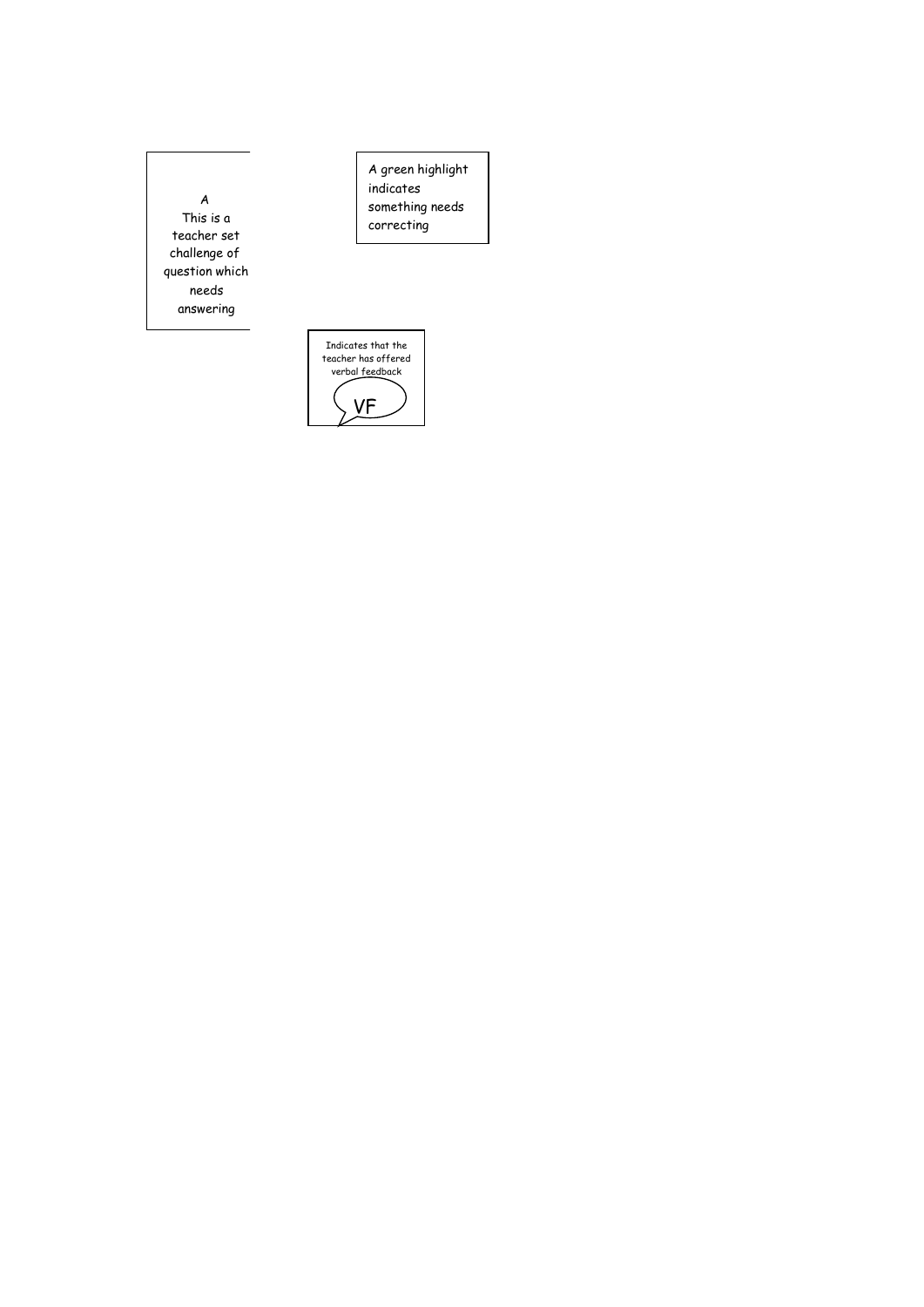A
This is a teacher set challenge of question which needs answering

A green highlight indicates something needs correcting

Indicates that the teacher has offered verbal feedback

VF